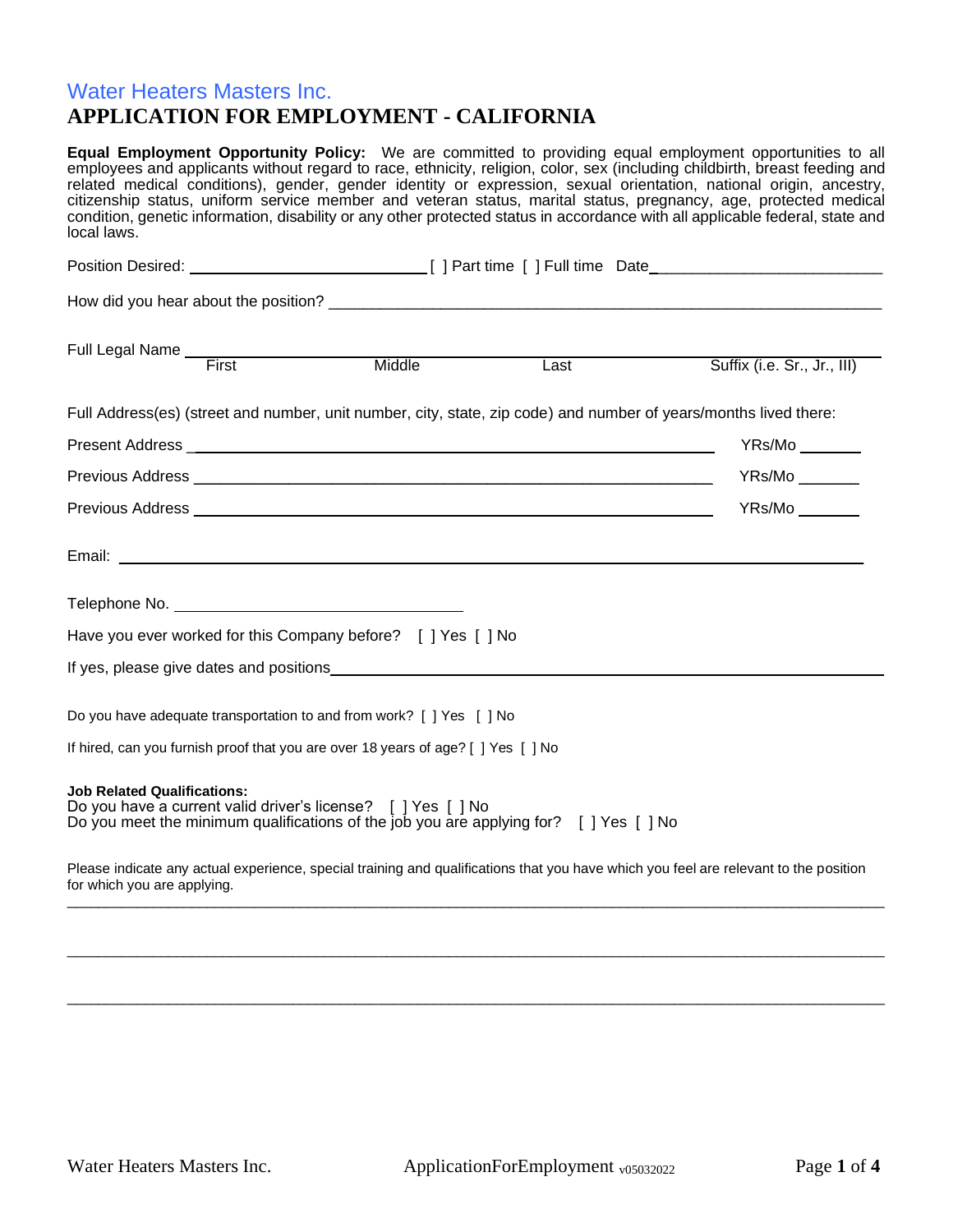Water Heaters Masters Inc.

# APPLICATION FOR EMPLOYMENT - CALIFORNIA

**Equal Employment Opportunity Policy:** We are committed to providing equal employment opportunities to all employees and applicants without regard to race, ethnicity, religion, color, sex (including childbirth, breast feeding and related medical conditions), gender, gender identity or expression, sexual orientation, national origin, ancestry, citizenship status, uniform service member and veteran status, marital status, pregnancy, age, protected medical condition, genetic information, disability or any other protected status in accordance with all applicable federal, state and local laws.

Position Desired: ____________________________ [ ] Part time [ ] Full time Date___________________________

How did you hear about the position? ________________________________________________________________

Full Legal Name ______________________________________________________________________________

First | Middle | Last | Suffix (i.e. Sr., Jr., III)

Full Address(es) (street and number, unit number, city, state, zip code) and number of years/months lived there:

Present Address ________________________________________________________________ YRs/Mo _______

Previous Address _______________________________________________________________ YRs/Mo _______

Previous Address _______________________________________________________________ YRs/Mo _______

Email: ______________________________________________________________________________

Telephone No. __________________________________

Have you ever worked for this Company before? [ ] Yes [ ] No

If yes, please give dates and positions___________________________________________________________

Do you have adequate transportation to and from work? [ ] Yes [ ] No

If hired, can you furnish proof that you are over 18 years of age? [ ] Yes [ ] No

**Job Related Qualifications:**

Do you have a current valid driver's license? [ ] Yes [ ] No

Do you meet the minimum qualifications of the job you are applying for? [ ] Yes [ ] No

Please indicate any actual experience, special training and qualifications that you have which you feel are relevant to the position for which you are applying.

______________________________________________________________________________________________

______________________________________________________________________________________________

______________________________________________________________________________________________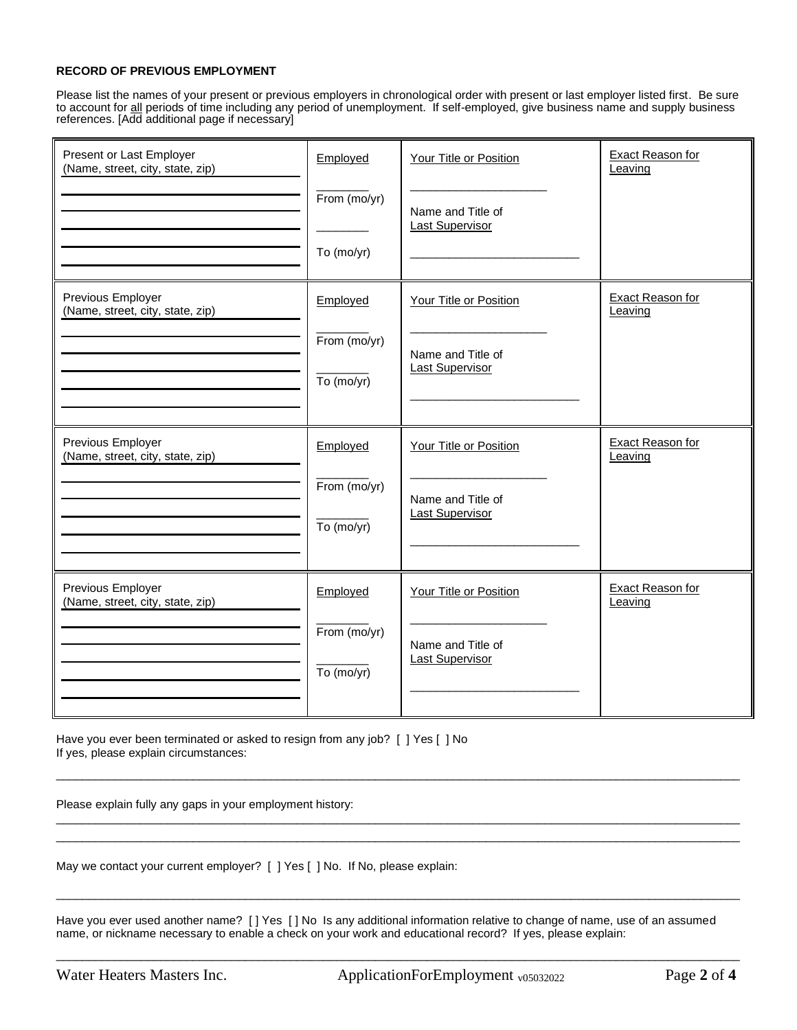**RECORD OF PREVIOUS EMPLOYMENT**

Please list the names of your present or previous employers in chronological order with present or last employer listed first. Be sure to account for all periods of time including any period of unemployment. If self-employed, give business name and supply business references. [Add additional page if necessary]

| Present or Last Employer (Name, street, city, state, zip) | Employed | Your Title or Position | Exact Reason for Leaving |
|---|---|---|---|
| | ________ From (mo/yr) ________ To (mo/yr) | ____________________ Name and Title of Last Supervisor ____________________ | |
| **Previous Employer (Name, street, city, state, zip)** | **Employed** | **Your Title or Position** | **Exact Reason for Leaving** |
| | ________ From (mo/yr) ________ To (mo/yr) | ____________________ Name and Title of Last Supervisor ____________________ | |
| **Previous Employer (Name, street, city, state, zip)** | **Employed** | **Your Title or Position** | **Exact Reason for Leaving** |
| | ________ From (mo/yr) ________ To (mo/yr) | ____________________ Name and Title of Last Supervisor ____________________ | |
| **Previous Employer (Name, street, city, state, zip)** | **Employed** | **Your Title or Position** | **Exact Reason for Leaving** |
| | ________ From (mo/yr) ________ To (mo/yr) | ____________________ Name and Title of Last Supervisor ____________________ | |

Have you ever been terminated or asked to resign from any job? [ ] Yes [ ] No
If yes, please explain circumstances:

_______________________________________________________________________________

Please explain fully any gaps in your employment history:

_______________________________________________________________________________

_______________________________________________________________________________

May we contact your current employer? [ ] Yes [ ] No. If No, please explain:

_______________________________________________________________________________

Have you ever used another name? [ ] Yes [ ] No Is any additional information relative to change of name, use of an assumed name, or nickname necessary to enable a check on your work and educational record? If yes, please explain:

_______________________________________________________________________________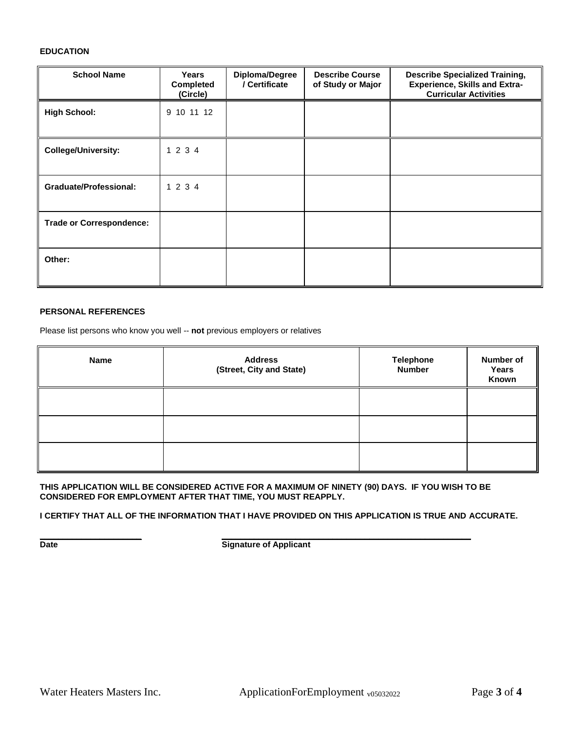## EDUCATION

| School Name | Years Completed (Circle) | Diploma/Degree / Certificate | Describe Course of Study or Major | Describe Specialized Training, Experience, Skills and Extra-Curricular Activities |
|---|---|---|---|---|
| **High School:** | 9 10 11 12 | | | |
| **College/University:** | 1 2 3 4 | | | |
| **Graduate/Professional:** | 1 2 3 4 | | | |
| **Trade or Correspondence:** | | | | |
| **Other:** | | | | |

## PERSONAL REFERENCES

Please list persons who know you well -- **not** previous employers or relatives

| Name | Address (Street, City and State) | Telephone Number | Number of Years Known |
|---|---|---|---|
| | | | |
| | | | |
| | | | |

**THIS APPLICATION WILL BE CONSIDERED ACTIVE FOR A MAXIMUM OF NINETY (90) DAYS. IF YOU WISH TO BE CONSIDERED FOR EMPLOYMENT AFTER THAT TIME, YOU MUST REAPPLY.**

**I CERTIFY THAT ALL OF THE INFORMATION THAT I HAVE PROVIDED ON THIS APPLICATION IS TRUE AND ACCURATE.**

\_\_\_\_\_\_\_\_\_\_\_\_\_\_\_\_\_\_\_\_ &nbsp;&nbsp;&nbsp;&nbsp; \_\_\_\_\_\_\_\_\_\_\_\_\_\_\_\_\_\_\_\_\_\_\_\_\_\_\_\_\_\_\_\_\_\_\_\_\_\_\_\_\_\_\_\_

**Date** &nbsp;&nbsp;&nbsp;&nbsp;&nbsp;&nbsp;&nbsp;&nbsp;&nbsp;&nbsp;&nbsp;&nbsp;&nbsp;&nbsp;&nbsp;&nbsp;&nbsp;&nbsp;&nbsp;&nbsp; **Signature of Applicant**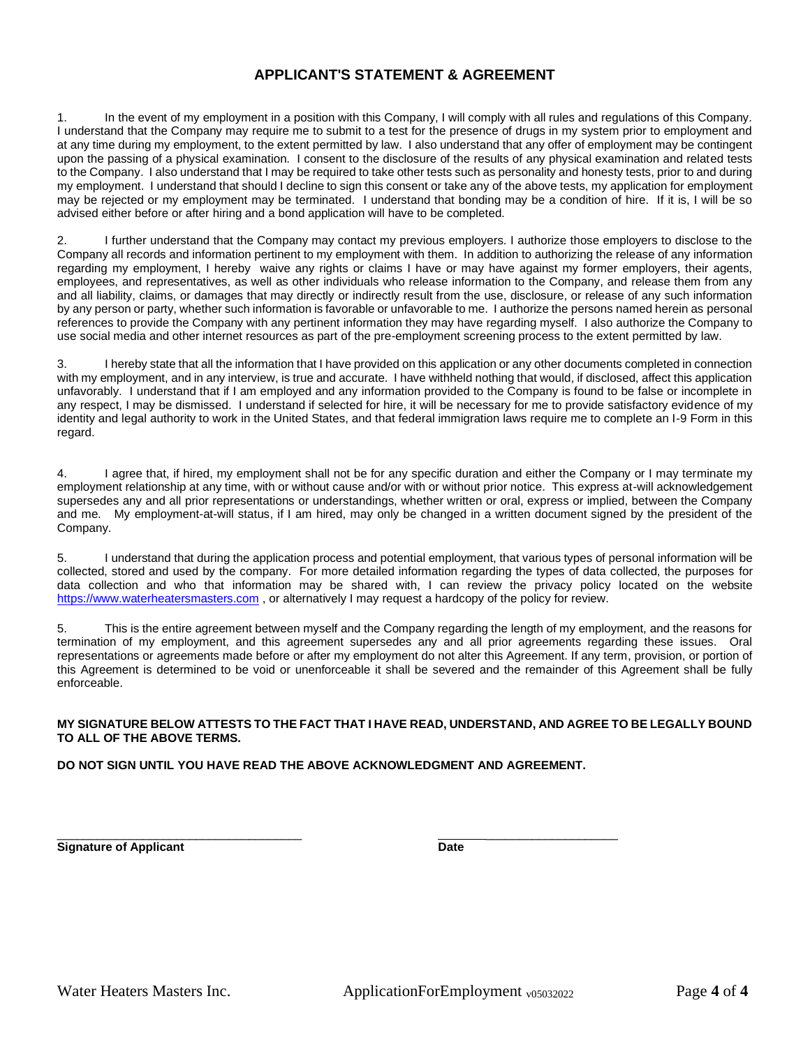# APPLICANT'S STATEMENT & AGREEMENT

1. In the event of my employment in a position with this Company, I will comply with all rules and regulations of this Company. I understand that the Company may require me to submit to a test for the presence of drugs in my system prior to employment and at any time during my employment, to the extent permitted by law. I also understand that any offer of employment may be contingent upon the passing of a physical examination. I consent to the disclosure of the results of any physical examination and related tests to the Company. I also understand that I may be required to take other tests such as personality and honesty tests, prior to and during my employment. I understand that should I decline to sign this consent or take any of the above tests, my application for employment may be rejected or my employment may be terminated. I understand that bonding may be a condition of hire. If it is, I will be so advised either before or after hiring and a bond application will have to be completed.

2. I further understand that the Company may contact my previous employers. I authorize those employers to disclose to the Company all records and information pertinent to my employment with them. In addition to authorizing the release of any information regarding my employment, I hereby waive any rights or claims I have or may have against my former employers, their agents, employees, and representatives, as well as other individuals who release information to the Company, and release them from any and all liability, claims, or damages that may directly or indirectly result from the use, disclosure, or release of any such information by any person or party, whether such information is favorable or unfavorable to me. I authorize the persons named herein as personal references to provide the Company with any pertinent information they may have regarding myself. I also authorize the Company to use social media and other internet resources as part of the pre-employment screening process to the extent permitted by law.

3. I hereby state that all the information that I have provided on this application or any other documents completed in connection with my employment, and in any interview, is true and accurate. I have withheld nothing that would, if disclosed, affect this application unfavorably. I understand that if I am employed and any information provided to the Company is found to be false or incomplete in any respect, I may be dismissed. I understand if selected for hire, it will be necessary for me to provide satisfactory evidence of my identity and legal authority to work in the United States, and that federal immigration laws require me to complete an I-9 Form in this regard.

4. I agree that, if hired, my employment shall not be for any specific duration and either the Company or I may terminate my employment relationship at any time, with or without cause and/or with or without prior notice. This express at-will acknowledgement supersedes any and all prior representations or understandings, whether written or oral, express or implied, between the Company and me. My employment-at-will status, if I am hired, may only be changed in a written document signed by the president of the Company.

5. I understand that during the application process and potential employment, that various types of personal information will be collected, stored and used by the company. For more detailed information regarding the types of data collected, the purposes for data collection and who that information may be shared with, I can review the privacy policy located on the website https://www.waterheatersmasters.com , or alternatively I may request a hardcopy of the policy for review.

5. This is the entire agreement between myself and the Company regarding the length of my employment, and the reasons for termination of my employment, and this agreement supersedes any and all prior agreements regarding these issues. Oral representations or agreements made before or after my employment do not alter this Agreement. If any term, provision, or portion of this Agreement is determined to be void or unenforceable it shall be severed and the remainder of this Agreement shall be fully enforceable.

**MY SIGNATURE BELOW ATTESTS TO THE FACT THAT I HAVE READ, UNDERSTAND, AND AGREE TO BE LEGALLY BOUND TO ALL OF THE ABOVE TERMS.**

**DO NOT SIGN UNTIL YOU HAVE READ THE ABOVE ACKNOWLEDGMENT AND AGREEMENT.**

_____________________________________ &nbsp;&nbsp;&nbsp;&nbsp;&nbsp;&nbsp;&nbsp;&nbsp; ___________________________

**Signature of Applicant** &nbsp;&nbsp;&nbsp;&nbsp;&nbsp;&nbsp;&nbsp;&nbsp;&nbsp;&nbsp;&nbsp;&nbsp;&nbsp;&nbsp;&nbsp;&nbsp;&nbsp;&nbsp;&nbsp;&nbsp;&nbsp;&nbsp;&nbsp;&nbsp; **Date**